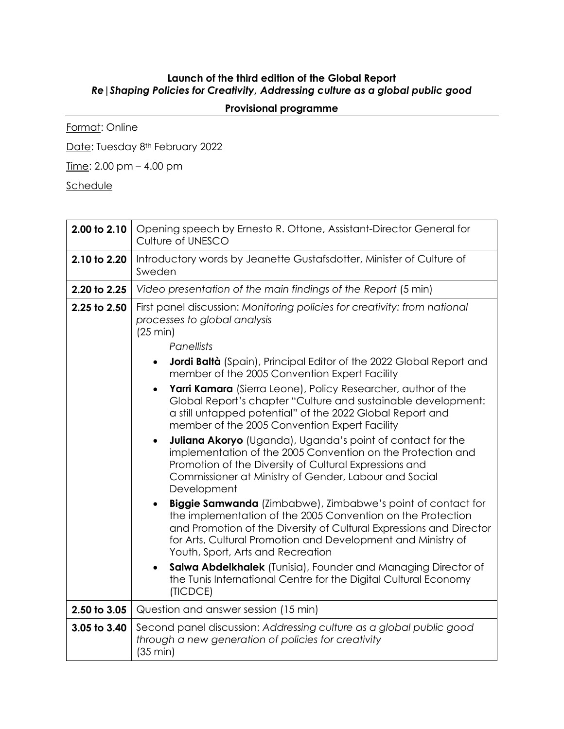**Launch of the third edition of the Global Report**
***Re|Shaping Policies for Creativity, Addressing culture as a global public good***

**Provisional programme**

Format: Online

Date: Tuesday 8th February 2022

Time: 2.00 pm – 4.00 pm

Schedule

| | |
|---|---|
| **2.00 to 2.10** | Opening speech by Ernesto R. Ottone, Assistant-Director General for Culture of UNESCO |
| **2.10 to 2.20** | Introductory words by Jeanette Gustafsdotter, Minister of Culture of Sweden |
| **2.20 to 2.25** | *Video presentation of the main findings of the Report* (5 min) |
| **2.25 to 2.50** | First panel discussion: *Monitoring policies for creativity: from national processes to global analysis* (25 min)<br>*Panellists*<br>• **Jordi Baltà** (Spain), Principal Editor of the 2022 Global Report and member of the 2005 Convention Expert Facility<br>• **Yarri Kamara** (Sierra Leone), Policy Researcher, author of the Global Report's chapter "Culture and sustainable development: a still untapped potential" of the 2022 Global Report and member of the 2005 Convention Expert Facility<br>• **Juliana Akoryo** (Uganda), Uganda's point of contact for the implementation of the 2005 Convention on the Protection and Promotion of the Diversity of Cultural Expressions and Commissioner at Ministry of Gender, Labour and Social Development<br>• **Biggie Samwanda** (Zimbabwe), Zimbabwe's point of contact for the implementation of the 2005 Convention on the Protection and Promotion of the Diversity of Cultural Expressions and Director for Arts, Cultural Promotion and Development and Ministry of Youth, Sport, Arts and Recreation<br>• **Salwa Abdelkhalek** (Tunisia), Founder and Managing Director of the Tunis International Centre for the Digital Cultural Economy (TICDCE) |
| **2.50 to 3.05** | Question and answer session (15 min) |
| **3.05 to 3.40** | Second panel discussion: *Addressing culture as a global public good through a new generation of policies for creativity* (35 min) |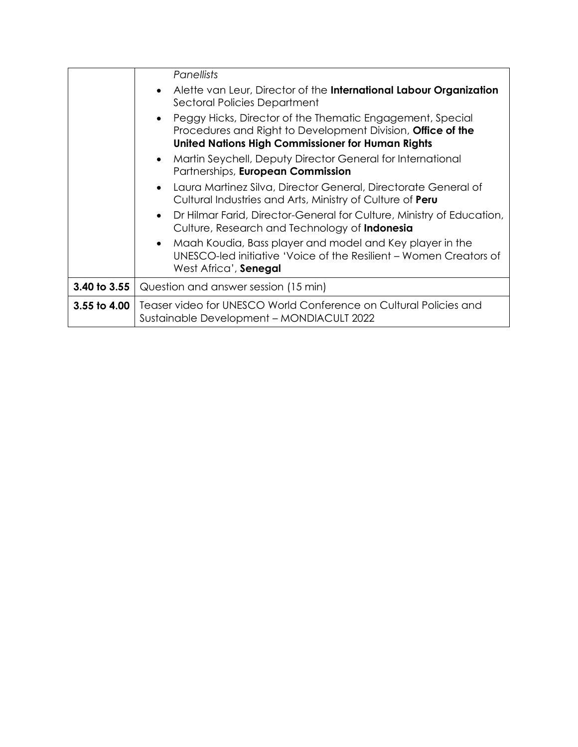| | |
|---|---|
| | *Panellists*<br>• Alette van Leur, Director of the **International Labour Organization** Sectoral Policies Department<br>• Peggy Hicks, Director of the Thematic Engagement, Special Procedures and Right to Development Division, **Office of the United Nations High Commissioner for Human Rights**<br>• Martin Seychell, Deputy Director General for International Partnerships, **European Commission**<br>• Laura Martinez Silva, Director General, Directorate General of Cultural Industries and Arts, Ministry of Culture of **Peru**<br>• Dr Hilmar Farid, Director-General for Culture, Ministry of Education, Culture, Research and Technology of **Indonesia**<br>• Maah Koudia, Bass player and model and Key player in the UNESCO-led initiative 'Voice of the Resilient – Women Creators of West Africa', **Senegal** |
| **3.40 to 3.55** | Question and answer session (15 min) |
| **3.55 to 4.00** | Teaser video for UNESCO World Conference on Cultural Policies and Sustainable Development – MONDIACULT 2022 |